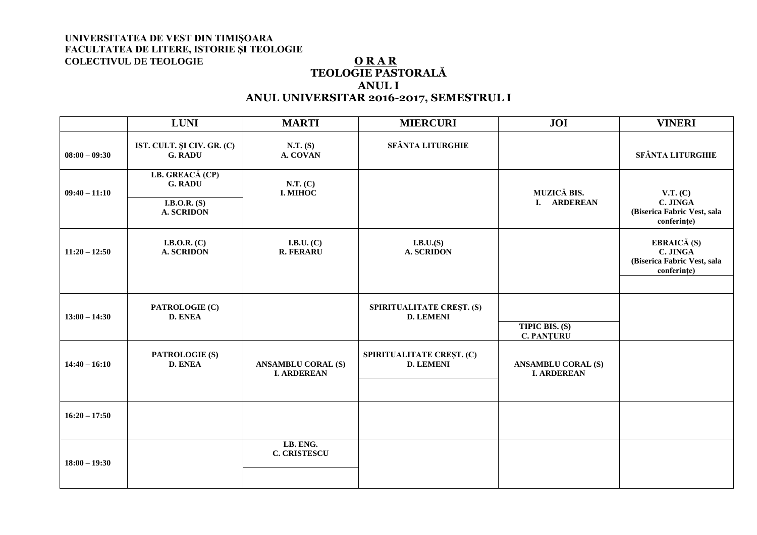**UNIVERSITATEA DE VEST DIN TIMIŞOARA**
**FACULTATEA DE LITERE, ISTORIE ŞI TEOLOGIE**
**COLECTIVUL DE TEOLOGIE**

# O R A R
## TEOLOGIE PASTORALĂ
## ANUL I
## ANUL UNIVERSITAR 2016-2017, SEMESTRUL I

| | LUNI | MARTI | MIERCURI | JOI | VINERI |
|---|---|---|---|---|---|
| 08:00 – 09:30 | IST. CULT. ŞI CIV. GR. (C) G. RADU | N.T. (S) A. COVAN | SFÂNTA LITURGHIE | | SFÂNTA LITURGHIE |
| 09:40 – 11:10 | LB. GREACĂ (CP) G. RADU / I.B.O.R. (S) A. SCRIDON | N.T. (C) I. MIHOC | | MUZICĂ BIS. I. ARDEREAN | V.T. (C) C. JINGA (Biserica Fabric Vest, sala conferințe) |
| 11:20 – 12:50 | I.B.O.R. (C) A. SCRIDON | I.B.U. (C) R. FERARU | I.B.U.(S) A. SCRIDON | | EBRAICĂ (S) C. JINGA (Biserica Fabric Vest, sala conferințe) |
| 13:00 – 14:30 | PATROLOGIE (C) D. ENEA | | SPIRITUALITATE CREȘT. (S) D. LEMENI | TIPIC BIS. (S) C. PANȚURU | |
| 14:40 – 16:10 | PATROLOGIE (S) D. ENEA | ANSAMBLU CORAL (S) I. ARDEREAN | SPIRITUALITATE CREȘT. (C) D. LEMENI | ANSAMBLU CORAL (S) I. ARDEREAN | |
| 16:20 – 17:50 | | | | | |
| 18:00 – 19:30 | | LB. ENG. C. CRISTESCU | | | |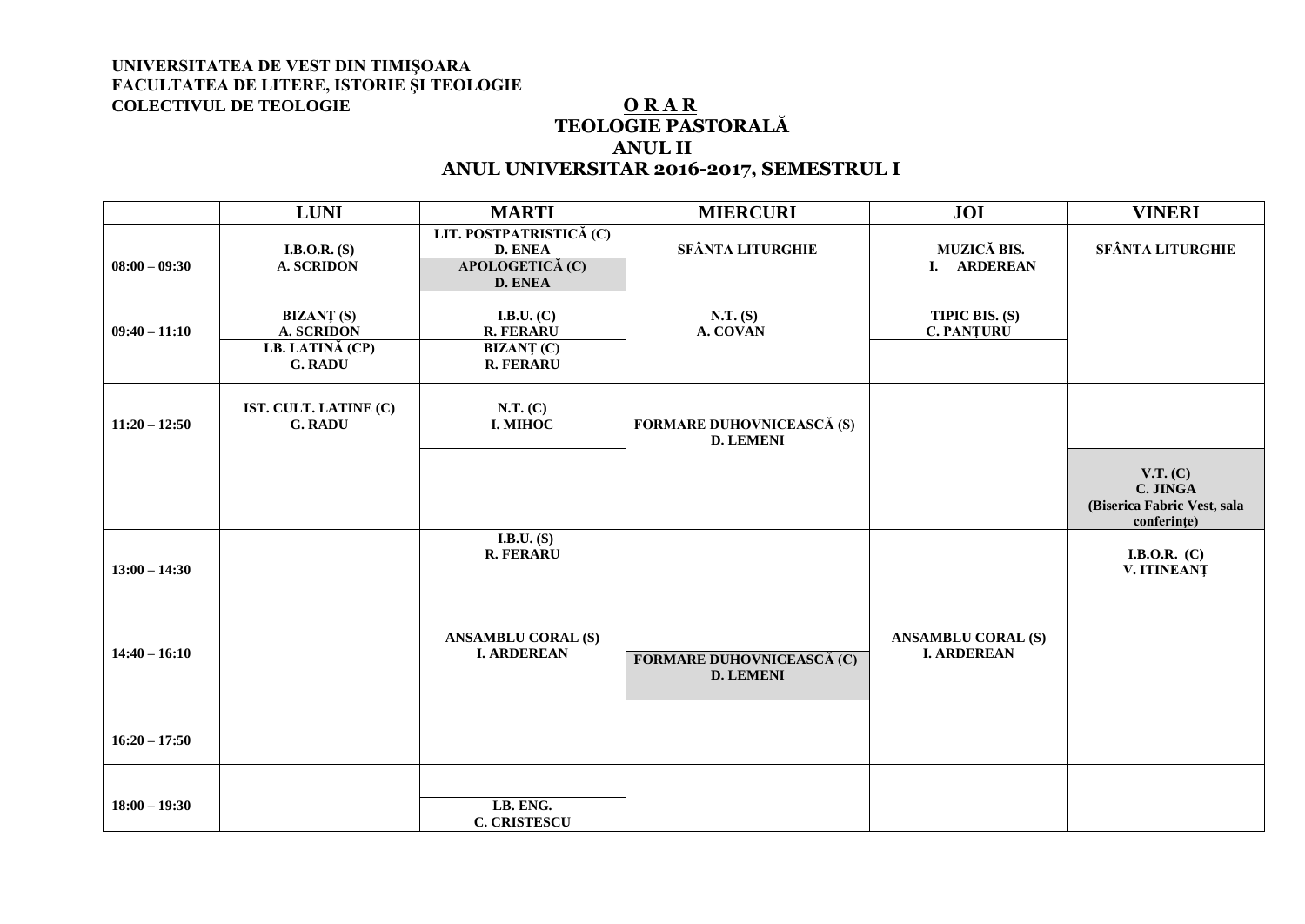**UNIVERSITATEA DE VEST DIN TIMIŞOARA**
**FACULTATEA DE LITERE, ISTORIE ŞI TEOLOGIE**
**COLECTIVUL DE TEOLOGIE**

# O R A R
## TEOLOGIE PASTORALĂ
## ANUL II
## ANUL UNIVERSITAR 2016-2017, SEMESTRUL I

| | LUNI | MARTI | MIERCURI | JOI | VINERI |
|---|---|---|---|---|---|
| 08:00 – 09:30 | I.B.O.R. (S)<br>A. SCRIDON | LIT. POSTPATRISTICĂ (C)<br>D. ENEA<br>APOLOGETICĂ (C)<br>D. ENEA | SFÂNTA LITURGHIE | MUZICĂ BIS.<br>I. ARDEREAN | SFÂNTA LITURGHIE |
| 09:40 – 11:10 | BIZANŢ (S)<br>A. SCRIDON<br>LB. LATINĂ (CP)<br>G. RADU | I.B.U. (C)<br>R. FERARU<br>BIZANŢ (C)<br>R. FERARU | N.T. (S)<br>A. COVAN | TIPIC BIS. (S)<br>C. PANŢURU | |
| 11:20 – 12:50 | IST. CULT. LATINE (C)<br>G. RADU | N.T. (C)<br>I. MIHOC | FORMARE DUHOVNICEASCĂ (S)<br>D. LEMENI | | V.T. (C)<br>C. JINGA<br>(Biserica Fabric Vest, sala conferințe) |
| 13:00 – 14:30 | | I.B.U. (S)<br>R. FERARU | | | I.B.O.R. (C)<br>V. ITINEANŢ |
| 14:40 – 16:10 | | ANSAMBLU CORAL (S)<br>I. ARDEREAN | FORMARE DUHOVNICEASCĂ (C)<br>D. LEMENI | ANSAMBLU CORAL (S)<br>I. ARDEREAN | |
| 16:20 – 17:50 | | | | | |
| 18:00 – 19:30 | | LB. ENG.<br>C. CRISTESCU | | | |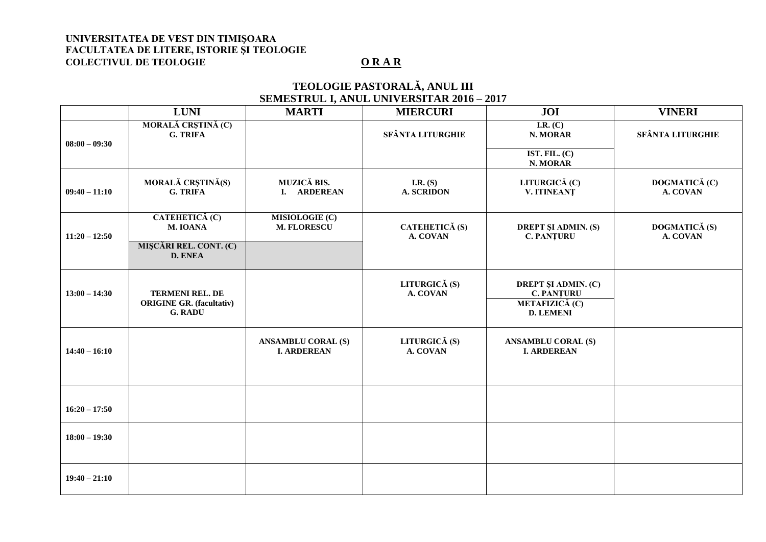**UNIVERSITATEA DE VEST DIN TIMIŞOARA**
**FACULTATEA DE LITERE, ISTORIE ŞI TEOLOGIE**
**COLECTIVUL DE TEOLOGIE**

**O R A R**

## TEOLOGIE PASTORALĂ, ANUL III
## SEMESTRUL I, ANUL UNIVERSITAR 2016 – 2017

| | LUNI | MARTI | MIERCURI | JOI | VINERI |
|---|---|---|---|---|---|
| 08:00 – 09:30 | MORALĂ CRŞTINĂ (C) G. TRIFA | | SFÂNTA LITURGHIE | I.R. (C) N. MORAR / IST. FIL. (C) N. MORAR | SFÂNTA LITURGHIE |
| 09:40 – 11:10 | MORALĂ CRŞTINĂ(S) G. TRIFA | MUZICĂ BIS. I. ARDEREAN | I.R. (S) A. SCRIDON | LITURGICĂ (C) V. ITINEANȚ | DOGMATICĂ (C) A. COVAN |
| 11:20 – 12:50 | CATEHETICĂ (C) M. IOANA / MIŞCĂRI REL. CONT. (C) D. ENEA | MISIOLOGIE (C) M. FLORESCU | CATEHETICĂ (S) A. COVAN | DREPT ȘI ADMIN. (S) C. PANȚURU | DOGMATICĂ (S) A. COVAN |
| 13:00 – 14:30 | TERMENI REL. DE ORIGINE GR. (facultativ) G. RADU | | LITURGICĂ (S) A. COVAN | DREPT ȘI ADMIN. (C) C. PANȚURU / METAFIZICĂ (C) D. LEMENI | |
| 14:40 – 16:10 | | ANSAMBLU CORAL (S) I. ARDEREAN | LITURGICĂ (S) A. COVAN | ANSAMBLU CORAL (S) I. ARDEREAN | |
| 16:20 – 17:50 | | | | | |
| 18:00 – 19:30 | | | | | |
| 19:40 – 21:10 | | | | | |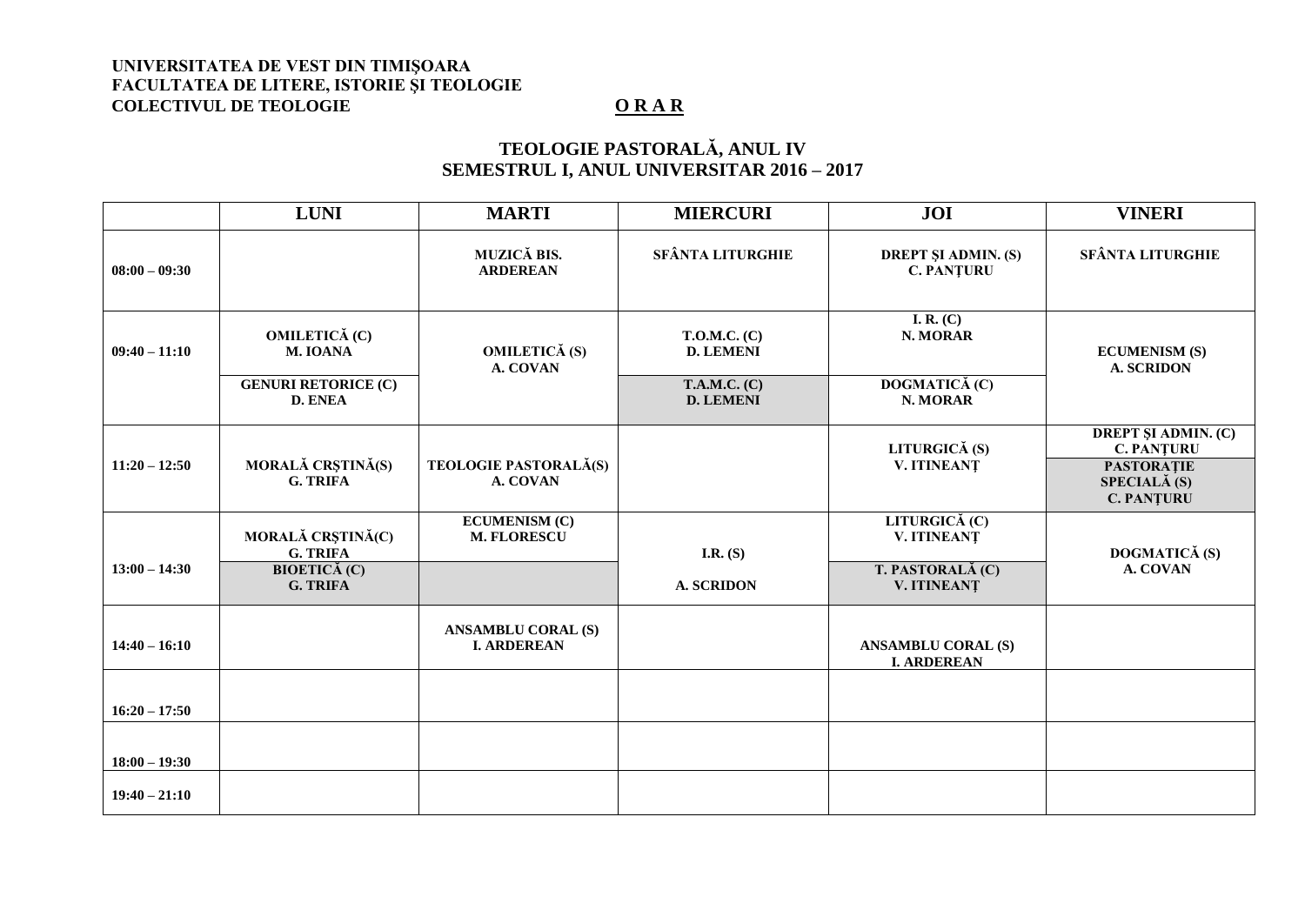**UNIVERSITATEA DE VEST DIN TIMIŞOARA**
**FACULTATEA DE LITERE, ISTORIE ŞI TEOLOGIE**
**COLECTIVUL DE TEOLOGIE**

# O R A R

## TEOLOGIE PASTORALĂ, ANUL IV
## SEMESTRUL I, ANUL UNIVERSITAR 2016 – 2017

| | LUNI | MARTI | MIERCURI | JOI | VINERI |
|---|---|---|---|---|---|
| 08:00 – 09:30 | | MUZICĂ BIS. ARDEREAN | SFÂNTA LITURGHIE | DREPT ŞI ADMIN. (S) C. PANȚURU | SFÂNTA LITURGHIE |
| 09:40 – 11:10 | OMILETICĂ (C) M. IOANA<br>GENURI RETORICE (C) D. ENEA | OMILETICĂ (S) A. COVAN | T.O.M.C. (C) D. LEMENI<br>T.A.M.C. (C) D. LEMENI | I. R. (C) N. MORAR<br>DOGMATICĂ (C) N. MORAR | ECUMENISM (S) A. SCRIDON |
| 11:20 – 12:50 | MORALĂ CRŞTINĂ(S) G. TRIFA | TEOLOGIE PASTORALĂ(S) A. COVAN | | LITURGICĂ (S) V. ITINEANȚ | DREPT ŞI ADMIN. (C) C. PANȚURU<br>PASTORAȚIE SPECIALĂ (S) C. PANȚURU |
| 13:00 – 14:30 | MORALĂ CRŞTINĂ(C) G. TRIFA<br>BIOETICĂ (C) G. TRIFA | ECUMENISM (C) M. FLORESCU | I.R. (S) A. SCRIDON | LITURGICĂ (C) V. ITINEANȚ<br>T. PASTORALĂ (C) V. ITINEANȚ | DOGMATICĂ (S) A. COVAN |
| 14:40 – 16:10 | | ANSAMBLU CORAL (S) I. ARDEREAN | | ANSAMBLU CORAL (S) I. ARDEREAN | |
| 16:20 – 17:50 | | | | | |
| 18:00 – 19:30 | | | | | |
| 19:40 – 21:10 | | | | | |